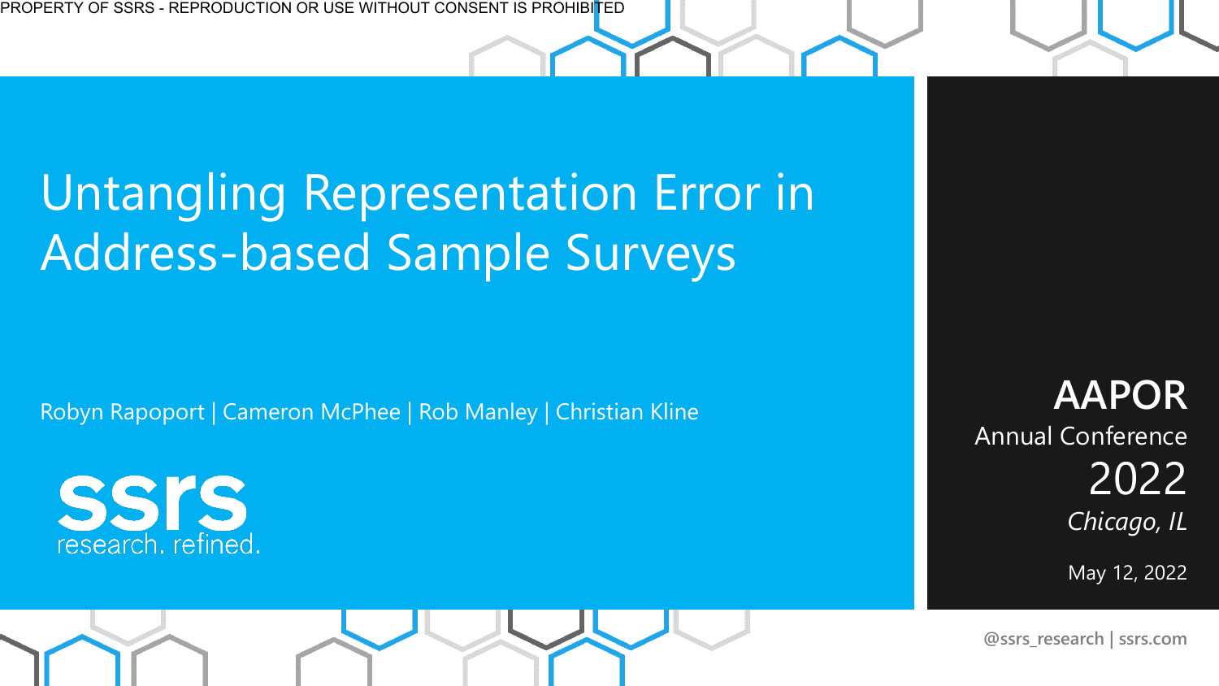PROPERTY OF SSRS - REPRODUCTION OR USE WITHOUT CONSENT IS PROHIBITED

# Untangling Representation Error in Address-based Sample Surveys

Robyn Rapoport | Cameron McPhee | Rob Manley | Christian Kline

ssrs
research. refined.

**AAPOR**
Annual Conference
2022
*Chicago, IL*

May 12, 2022

@ssrs_research | ssrs.com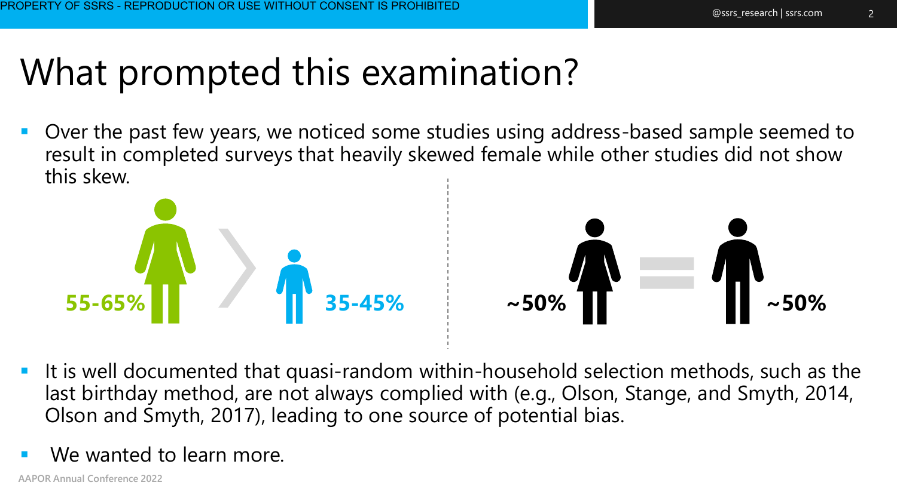# What prompted this examination?

- Over the past few years, we noticed some studies using address-based sample seemed to result in completed surveys that heavily skewed female while other studies did not show this skew.

55-65% > 35-45%

~50% = ~50%

- It is well documented that quasi-random within-household selection methods, such as the last birthday method, are not always complied with (e.g., Olson, Stange, and Smyth, 2014, Olson and Smyth, 2017), leading to one source of potential bias.
- We wanted to learn more.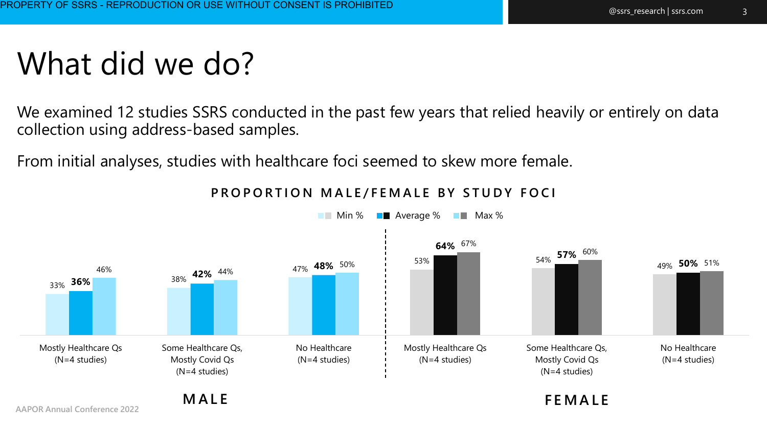# What did we do?

We examined 12 studies SSRS conducted in the past few years that relied heavily or entirely on data collection using address-based samples.

From initial analyses, studies with healthcare foci seemed to skew more female.

**PROPORTION MALE/FEMALE BY STUDY FOCI**

| | Study Foci | Min % | Average % | Max % |
|---|---|---|---|---|
| MALE | Mostly Healthcare Qs (N=4 studies) | 33% | 36% | 46% |
| MALE | Some Healthcare Qs, Mostly Covid Qs (N=4 studies) | 38% | 42% | 44% |
| MALE | No Healthcare (N=4 studies) | 47% | 48% | 50% |
| FEMALE | Mostly Healthcare Qs (N=4 studies) | 53% | 64% | 67% |
| FEMALE | Some Healthcare Qs, Mostly Covid Qs (N=4 studies) | 54% | 57% | 60% |
| FEMALE | No Healthcare (N=4 studies) | 49% | 50% | 51% |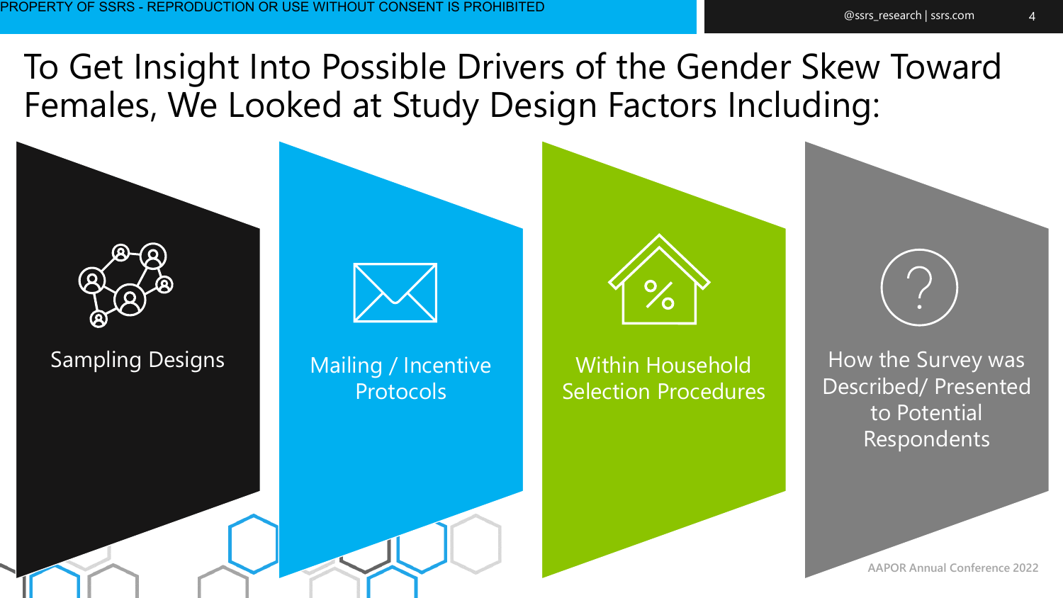# To Get Insight Into Possible Drivers of the Gender Skew Toward Females, We Looked at Study Design Factors Including:

- Sampling Designs
- Mailing / Incentive Protocols
- Within Household Selection Procedures
- How the Survey was Described/ Presented to Potential Respondents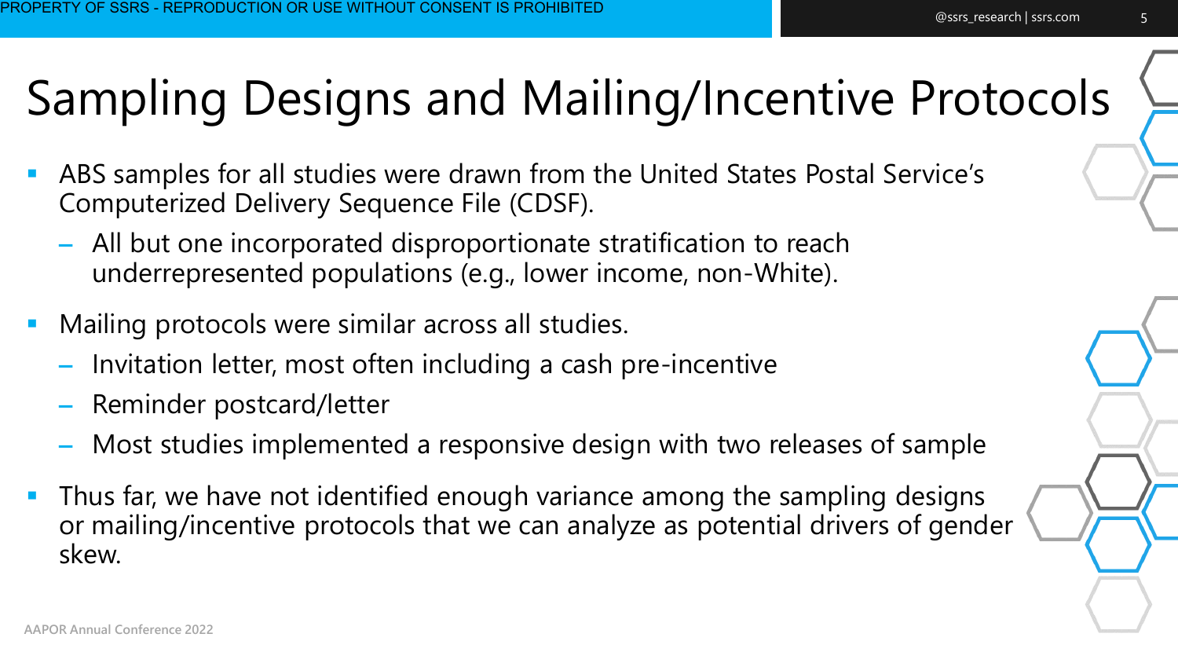# Sampling Designs and Mailing/Incentive Protocols

- ABS samples for all studies were drawn from the United States Postal Service's Computerized Delivery Sequence File (CDSF).
  - All but one incorporated disproportionate stratification to reach underrepresented populations (e.g., lower income, non-White).
- Mailing protocols were similar across all studies.
  - Invitation letter, most often including a cash pre-incentive
  - Reminder postcard/letter
  - Most studies implemented a responsive design with two releases of sample
- Thus far, we have not identified enough variance among the sampling designs or mailing/incentive protocols that we can analyze as potential drivers of gender skew.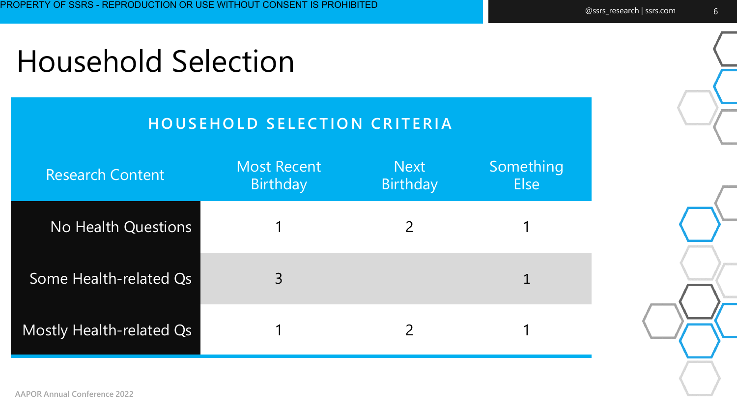# Household Selection

| HOUSEHOLD SELECTION CRITERIA | | | |
|---|---|---|---|
| Research Content | Most Recent Birthday | Next Birthday | Something Else |
| No Health Questions | 1 | 2 | 1 |
| Some Health-related Qs | 3 | | 1 |
| Mostly Health-related Qs | 1 | 2 | 1 |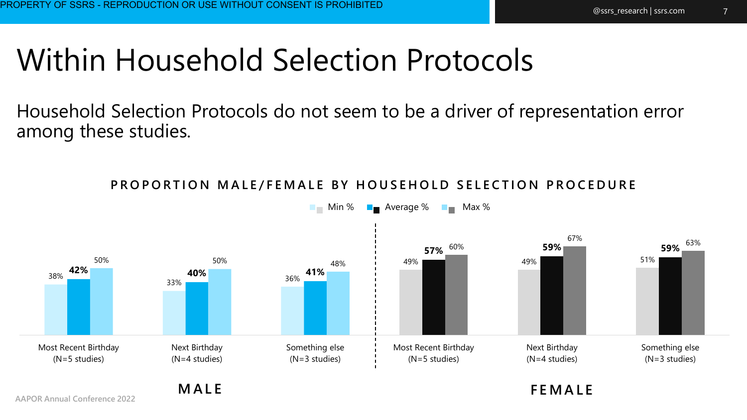# Within Household Selection Protocols

Household Selection Protocols do not seem to be a driver of representation error among these studies.

**PROPORTION MALE/FEMALE BY HOUSEHOLD SELECTION PROCEDURE**

| | Min % | Average % | Max % |
|---|---|---|---|
| **MALE** | | | |
| Most Recent Birthday (N=5 studies) | 38% | **42%** | 50% |
| Next Birthday (N=4 studies) | 33% | **40%** | 50% |
| Something else (N=3 studies) | 36% | **41%** | 48% |
| **FEMALE** | | | |
| Most Recent Birthday (N=5 studies) | 49% | **57%** | 60% |
| Next Birthday (N=4 studies) | 49% | **59%** | 67% |
| Something else (N=3 studies) | 51% | **59%** | 63% |

AAPOR Annual Conference 2022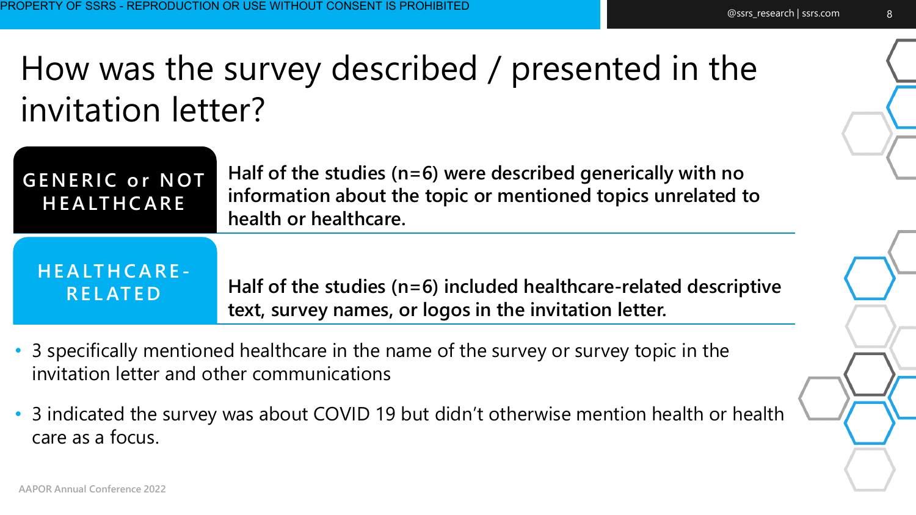# How was the survey described / presented in the invitation letter?

| | |
|---|---|
| **GENERIC or NOT HEALTHCARE** | **Half of the studies (n=6) were described generically with no information about the topic or mentioned topics unrelated to health or healthcare.** |
| **HEALTHCARE-RELATED** | **Half of the studies (n=6) included healthcare-related descriptive text, survey names, or logos in the invitation letter.** |

- 3 specifically mentioned healthcare in the name of the survey or survey topic in the invitation letter and other communications
- 3 indicated the survey was about COVID 19 but didn't otherwise mention health or health care as a focus.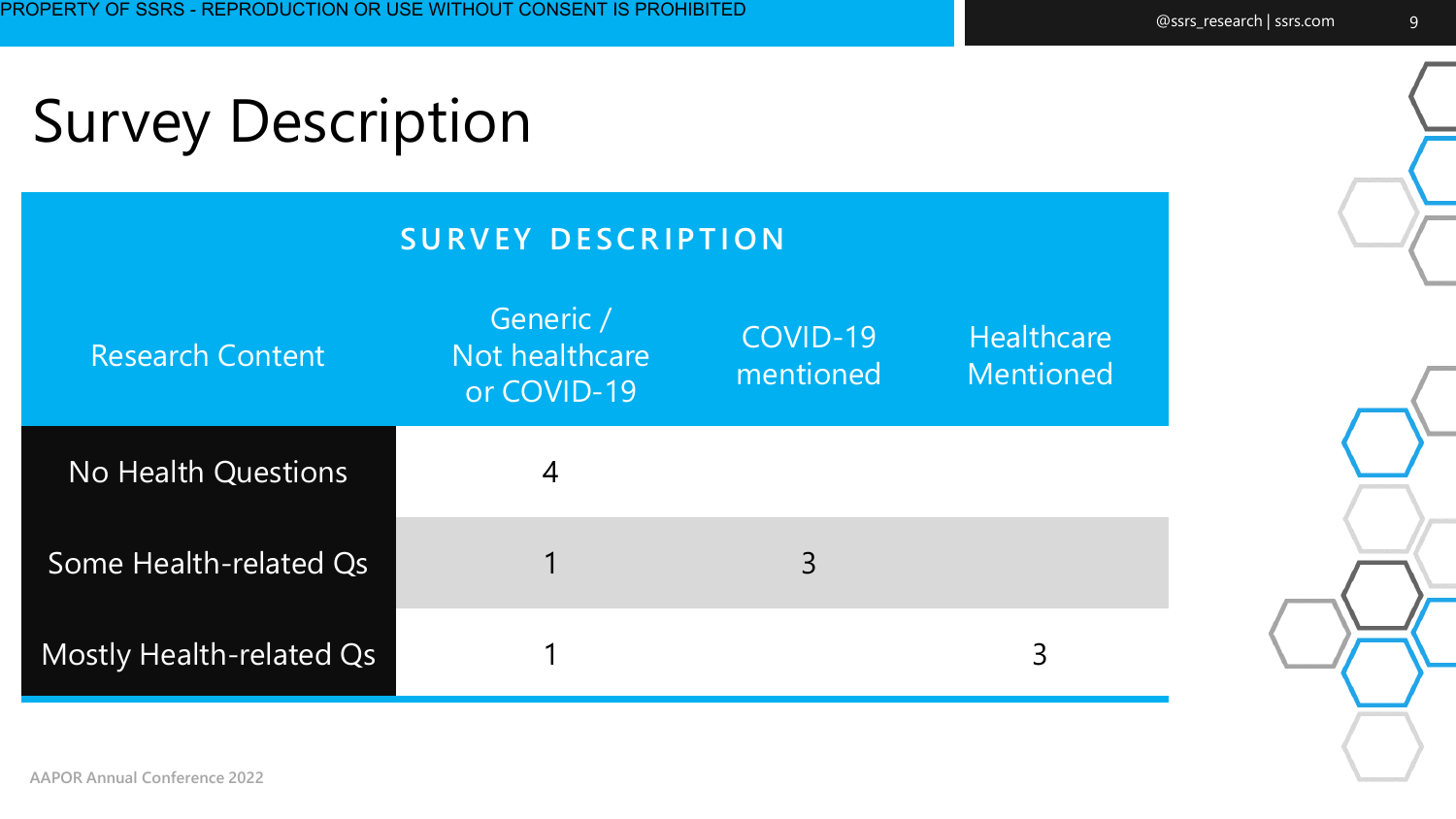# Survey Description

**SURVEY DESCRIPTION**

| Research Content | Generic / Not healthcare or COVID-19 | COVID-19 mentioned | Healthcare Mentioned |
|---|---|---|---|
| No Health Questions | 4 | | |
| Some Health-related Qs | 1 | 3 | |
| Mostly Health-related Qs | 1 | | 3 |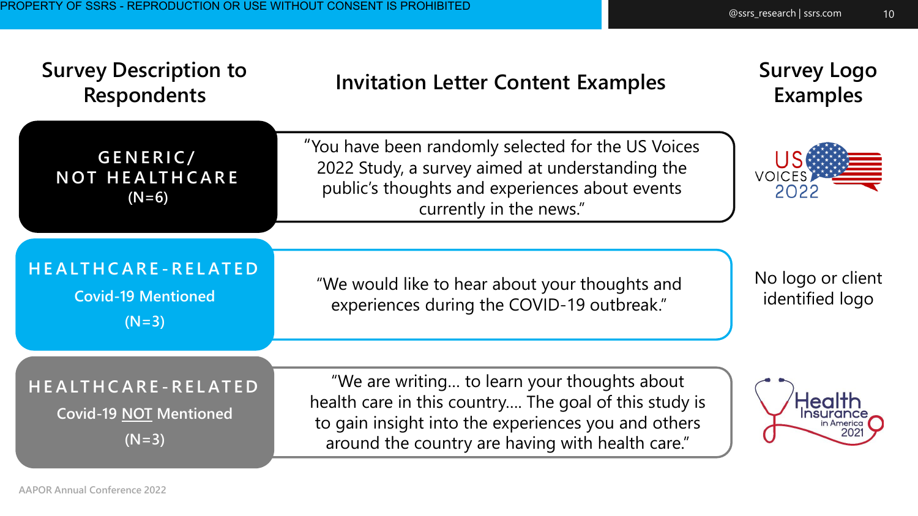| Survey Description to Respondents | Invitation Letter Content Examples | Survey Logo Examples |
|---|---|---|
| **GENERIC/ NOT HEALTHCARE** (N=6) | "You have been randomly selected for the US Voices 2022 Study, a survey aimed at understanding the public's thoughts and experiences about events currently in the news." | US VOICES 2022 |
| **HEALTHCARE-RELATED** Covid-19 Mentioned (N=3) | "We would like to hear about your thoughts and experiences during the COVID-19 outbreak." | No logo or client identified logo |
| **HEALTHCARE-RELATED** Covid-19 NOT Mentioned (N=3) | "We are writing… to learn your thoughts about health care in this country…. The goal of this study is to gain insight into the experiences you and others around the country are having with health care." | Health Insurance in America 2021 |

AAPOR Annual Conference 2022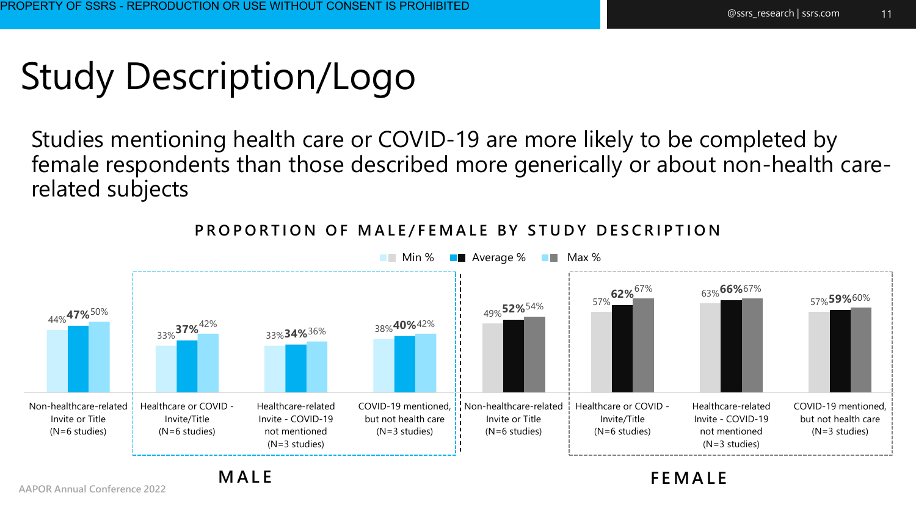# Study Description/Logo

Studies mentioning health care or COVID-19 are more likely to be completed by female respondents than those described more generically or about non-health care-related subjects

**PROPORTION OF MALE/FEMALE BY STUDY DESCRIPTION**

| | Study Description | Min % | Average % | Max % |
|---|---|---|---|---|
| MALE | Non-healthcare-related Invite or Title (N=6 studies) | 44% | 47% | 50% |
| MALE | Healthcare or COVID - Invite/Title (N=6 studies) | 33% | 37% | 42% |
| MALE | Healthcare-related Invite - COVID-19 not mentioned (N=3 studies) | 33% | 34% | 36% |
| MALE | COVID-19 mentioned, but not health care (N=3 studies) | 38% | 40% | 42% |
| FEMALE | Non-healthcare-related Invite or Title (N=6 studies) | 49% | 52% | 54% |
| FEMALE | Healthcare or COVID - Invite/Title (N=6 studies) | 57% | 62% | 67% |
| FEMALE | Healthcare-related Invite - COVID-19 not mentioned (N=3 studies) | 63% | 66% | 67% |
| FEMALE | COVID-19 mentioned, but not health care (N=3 studies) | 57% | 59% | 60% |

AAPOR Annual Conference 2022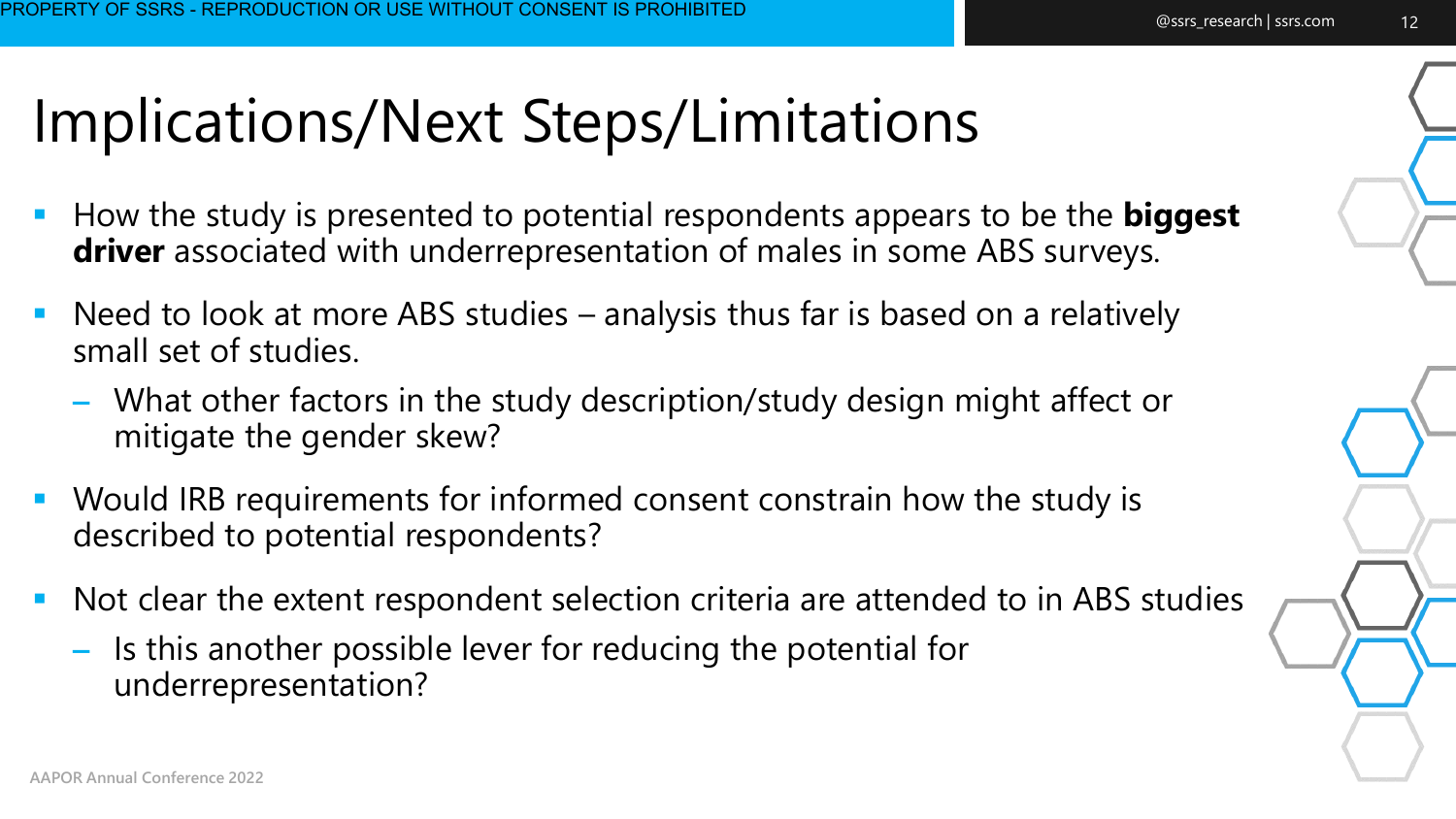# Implications/Next Steps/Limitations

- How the study is presented to potential respondents appears to be the **biggest driver** associated with underrepresentation of males in some ABS surveys.
- Need to look at more ABS studies – analysis thus far is based on a relatively small set of studies.
  - What other factors in the study description/study design might affect or mitigate the gender skew?
- Would IRB requirements for informed consent constrain how the study is described to potential respondents?
- Not clear the extent respondent selection criteria are attended to in ABS studies
  - Is this another possible lever for reducing the potential for underrepresentation?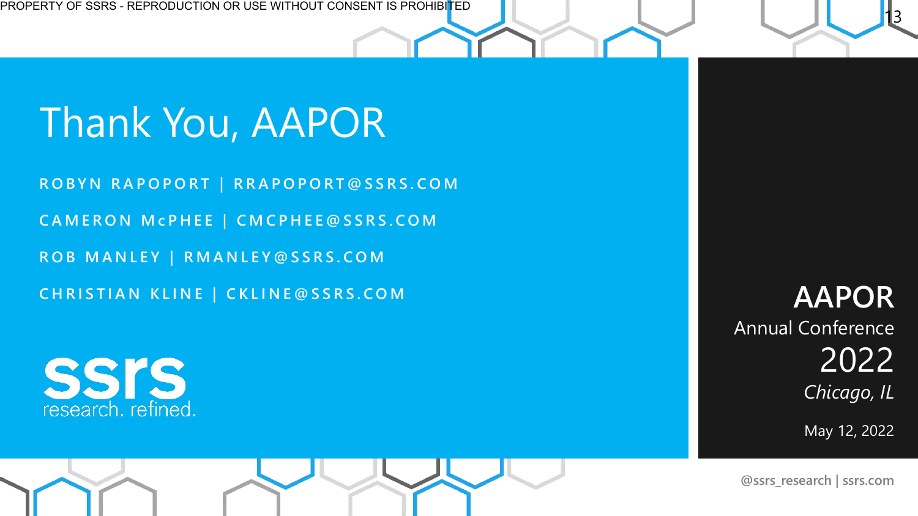# Thank You, AAPOR

ROBYN RAPOPORT | RRAPOPORT@SSRS.COM

CAMERON McPHEE | CMCPHEE@SSRS.COM

ROB MANLEY | RMANLEY@SSRS.COM

CHRISTIAN KLINE | CKLINE@SSRS.COM

ssrs
research. refined.

**AAPOR**
Annual Conference
2022
*Chicago, IL*

May 12, 2022

@ssrs_research | ssrs.com